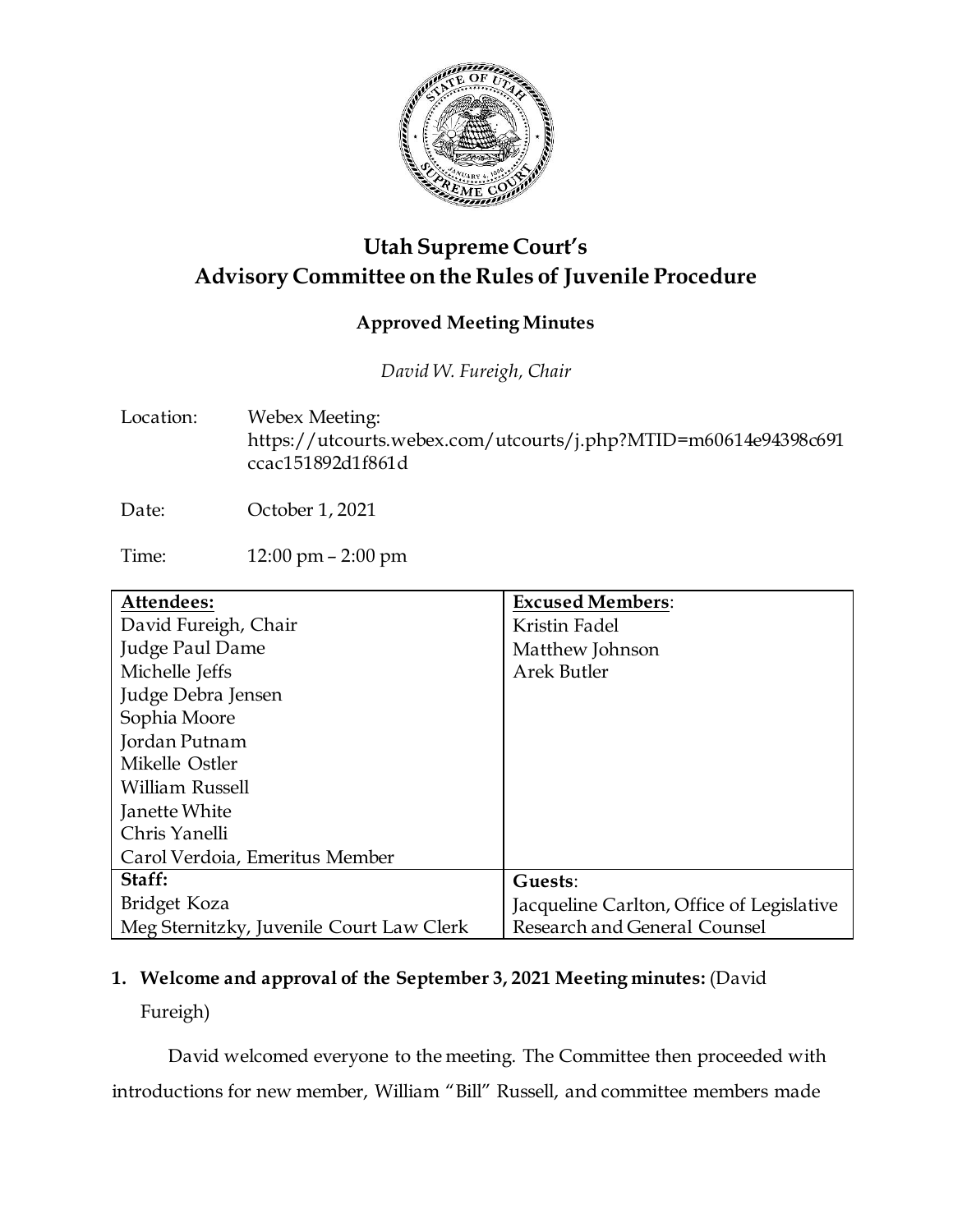# Utah Supreme Court's
# Advisory Committee on the Rules of Juvenile Procedure

## Approved Meeting Minutes

*David W. Fureigh, Chair*

Location: Webex Meeting: https://utcourts.webex.com/utcourts/j.php?MTID=m60614e94398c691ccac151892d1f861d

Date: October 1, 2021

Time: 12:00 pm – 2:00 pm

| **Attendees:** | **Excused Members**: |
|---|---|
| David Fureigh, Chair | Kristin Fadel |
| Judge Paul Dame | Matthew Johnson |
| Michelle Jeffs | Arek Butler |
| Judge Debra Jensen | |
| Sophia Moore | |
| Jordan Putnam | |
| Mikelle Ostler | |
| William Russell | |
| Janette White | |
| Chris Yanelli | |
| Carol Verdoia, Emeritus Member | |
| **Staff:** | **Guests**: |
| Bridget Koza | Jacqueline Carlton, Office of Legislative Research and General Counsel |
| Meg Sternitzky, Juvenile Court Law Clerk | |

**1. Welcome and approval of the September 3, 2021 Meeting minutes:** (David Fureigh)

David welcomed everyone to the meeting. The Committee then proceeded with introductions for new member, William "Bill" Russell, and committee members made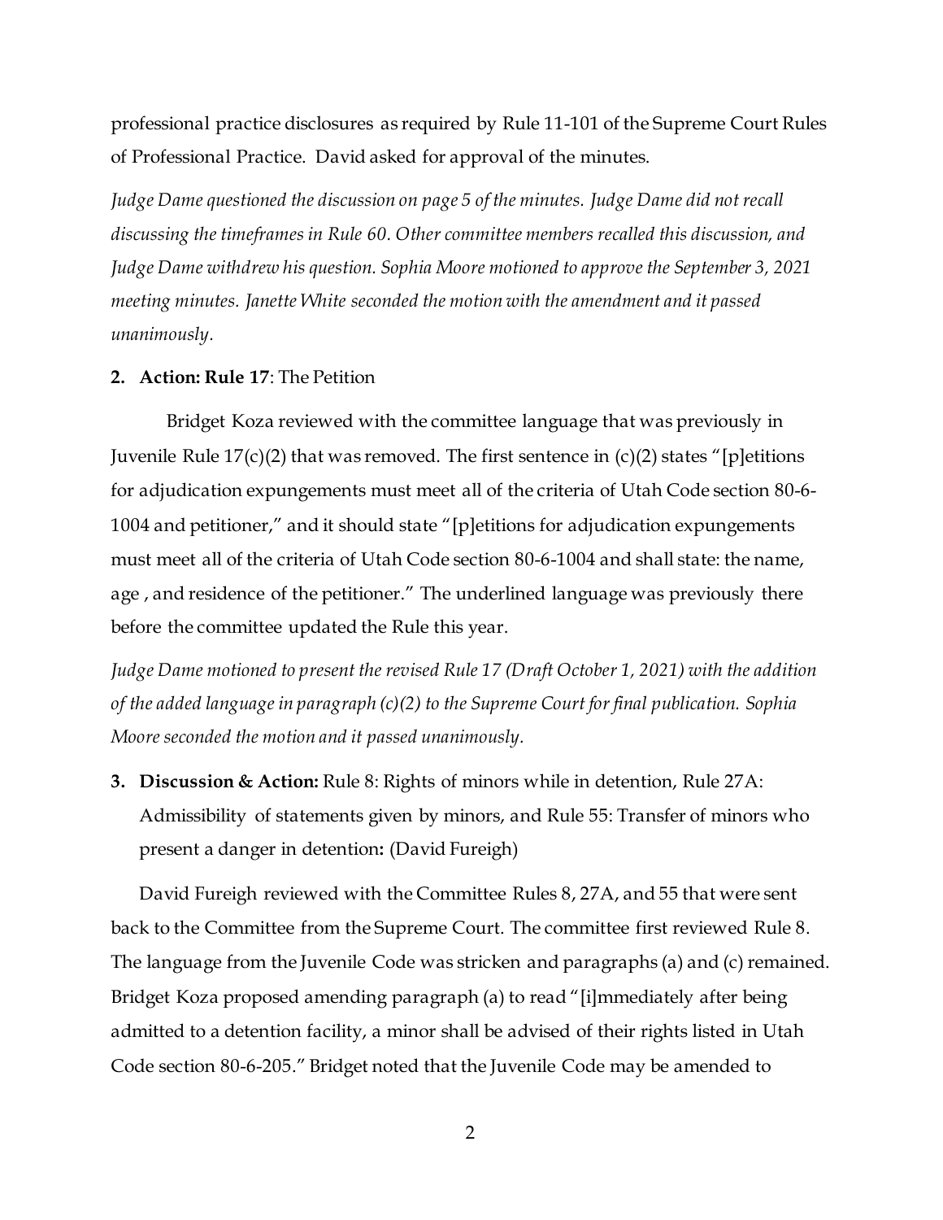professional practice disclosures as required by Rule 11-101 of the Supreme Court Rules of Professional Practice. David asked for approval of the minutes.

*Judge Dame questioned the discussion on page 5 of the minutes. Judge Dame did not recall discussing the timeframes in Rule 60. Other committee members recalled this discussion, and Judge Dame withdrew his question. Sophia Moore motioned to approve the September 3, 2021 meeting minutes. Janette White seconded the motion with the amendment and it passed unanimously.*

**2. Action: Rule 17**: The Petition

Bridget Koza reviewed with the committee language that was previously in Juvenile Rule 17(c)(2) that was removed. The first sentence in (c)(2) states "[p]etitions for adjudication expungements must meet all of the criteria of Utah Code section 80-6-1004 and petitioner," and it should state "[p]etitions for adjudication expungements must meet all of the criteria of Utah Code section 80-6-1004 and shall state: the name, age , and residence of the petitioner." The underlined language was previously there before the committee updated the Rule this year.

*Judge Dame motioned to present the revised Rule 17 (Draft October 1, 2021) with the addition of the added language in paragraph (c)(2) to the Supreme Court for final publication. Sophia Moore seconded the motion and it passed unanimously.*

**3. Discussion & Action:** Rule 8: Rights of minors while in detention, Rule 27A: Admissibility of statements given by minors, and Rule 55: Transfer of minors who present a danger in detention**:** (David Fureigh)

David Fureigh reviewed with the Committee Rules 8, 27A, and 55 that were sent back to the Committee from the Supreme Court. The committee first reviewed Rule 8. The language from the Juvenile Code was stricken and paragraphs (a) and (c) remained. Bridget Koza proposed amending paragraph (a) to read "[i]mmediately after being admitted to a detention facility, a minor shall be advised of their rights listed in Utah Code section 80-6-205." Bridget noted that the Juvenile Code may be amended to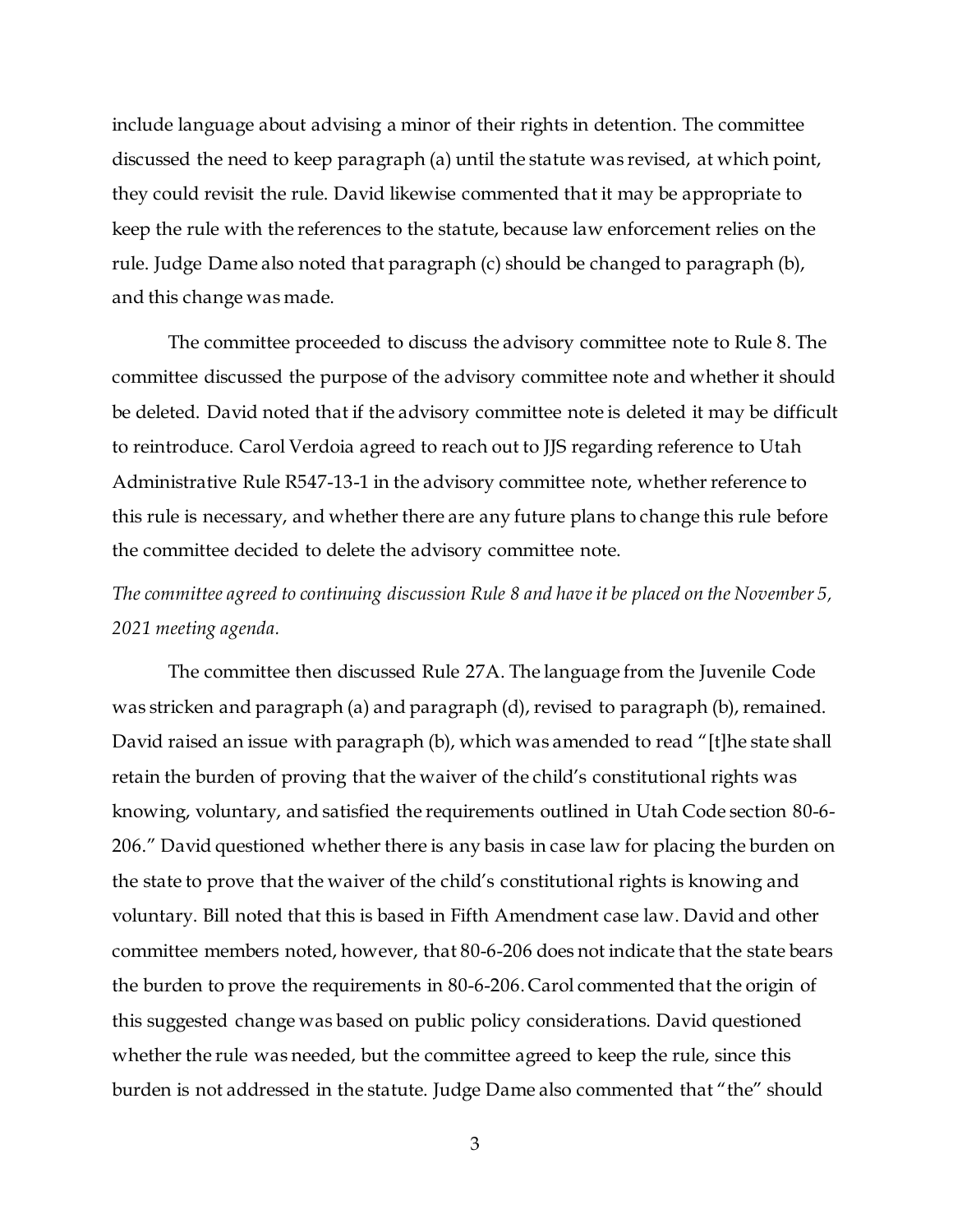include language about advising a minor of their rights in detention. The committee discussed the need to keep paragraph (a) until the statute was revised, at which point, they could revisit the rule. David likewise commented that it may be appropriate to keep the rule with the references to the statute, because law enforcement relies on the rule. Judge Dame also noted that paragraph (c) should be changed to paragraph (b), and this change was made.

The committee proceeded to discuss the advisory committee note to Rule 8. The committee discussed the purpose of the advisory committee note and whether it should be deleted. David noted that if the advisory committee note is deleted it may be difficult to reintroduce. Carol Verdoia agreed to reach out to JJS regarding reference to Utah Administrative Rule R547-13-1 in the advisory committee note, whether reference to this rule is necessary, and whether there are any future plans to change this rule before the committee decided to delete the advisory committee note.

*The committee agreed to continuing discussion Rule 8 and have it be placed on the November 5, 2021 meeting agenda.*

The committee then discussed Rule 27A. The language from the Juvenile Code was stricken and paragraph (a) and paragraph (d), revised to paragraph (b), remained. David raised an issue with paragraph (b), which was amended to read "[t]he state shall retain the burden of proving that the waiver of the child's constitutional rights was knowing, voluntary, and satisfied the requirements outlined in Utah Code section 80-6-206." David questioned whether there is any basis in case law for placing the burden on the state to prove that the waiver of the child's constitutional rights is knowing and voluntary. Bill noted that this is based in Fifth Amendment case law. David and other committee members noted, however, that 80-6-206 does not indicate that the state bears the burden to prove the requirements in 80-6-206. Carol commented that the origin of this suggested change was based on public policy considerations. David questioned whether the rule was needed, but the committee agreed to keep the rule, since this burden is not addressed in the statute. Judge Dame also commented that "the" should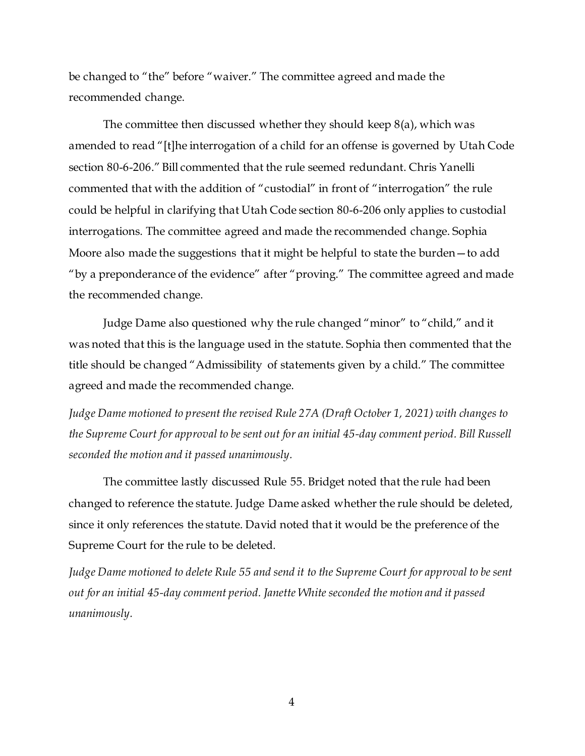be changed to "the" before "waiver." The committee agreed and made the recommended change.

The committee then discussed whether they should keep 8(a), which was amended to read "[t]he interrogation of a child for an offense is governed by Utah Code section 80-6-206." Bill commented that the rule seemed redundant. Chris Yanelli commented that with the addition of "custodial" in front of "interrogation" the rule could be helpful in clarifying that Utah Code section 80-6-206 only applies to custodial interrogations. The committee agreed and made the recommended change. Sophia Moore also made the suggestions that it might be helpful to state the burden—to add "by a preponderance of the evidence" after "proving." The committee agreed and made the recommended change.

Judge Dame also questioned why the rule changed "minor" to "child," and it was noted that this is the language used in the statute. Sophia then commented that the title should be changed "Admissibility of statements given by a child." The committee agreed and made the recommended change.

*Judge Dame motioned to present the revised Rule 27A (Draft October 1, 2021) with changes to the Supreme Court for approval to be sent out for an initial 45-day comment period. Bill Russell seconded the motion and it passed unanimously.*

The committee lastly discussed Rule 55. Bridget noted that the rule had been changed to reference the statute. Judge Dame asked whether the rule should be deleted, since it only references the statute. David noted that it would be the preference of the Supreme Court for the rule to be deleted.

*Judge Dame motioned to delete Rule 55 and send it to the Supreme Court for approval to be sent out for an initial 45-day comment period. Janette White seconded the motion and it passed unanimously.*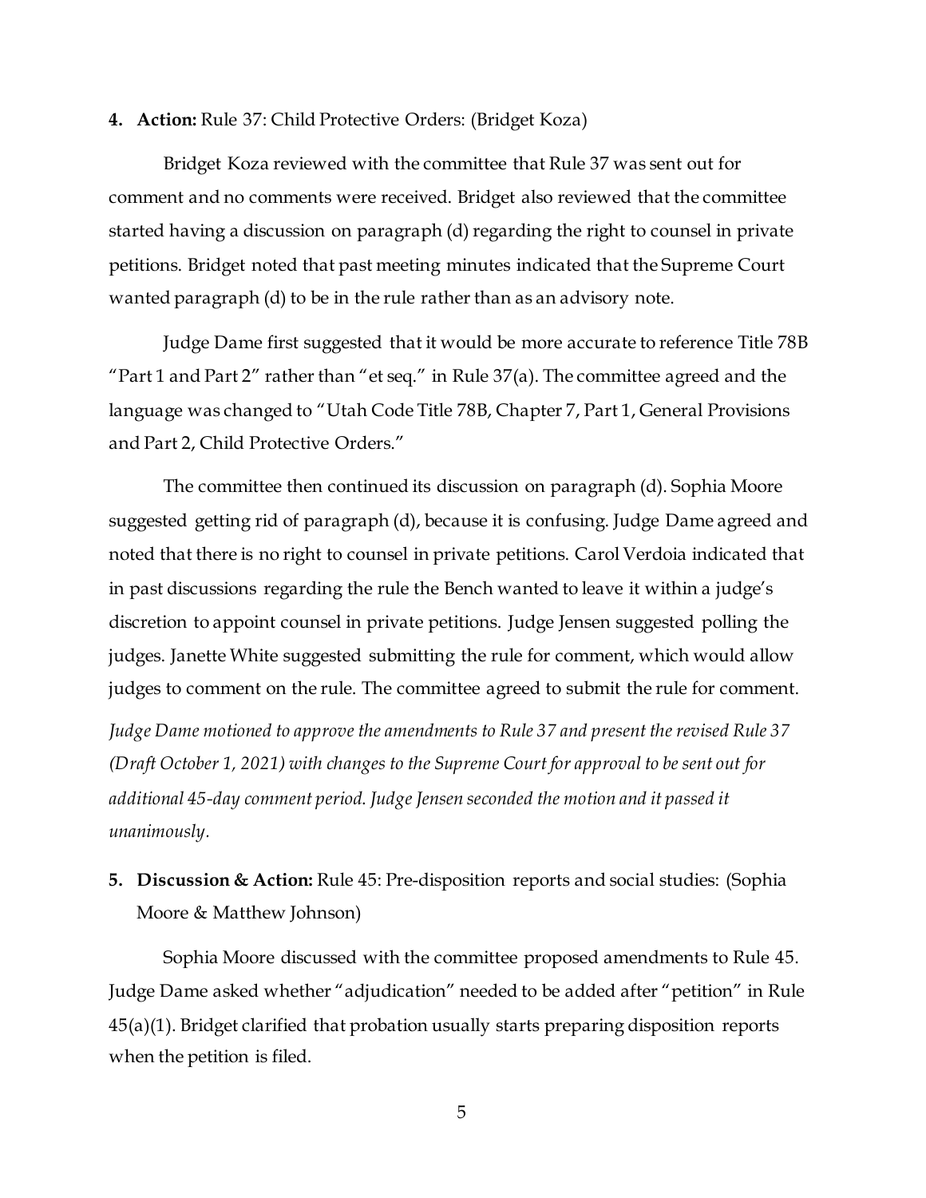**4. Action:** Rule 37: Child Protective Orders: (Bridget Koza)

Bridget Koza reviewed with the committee that Rule 37 was sent out for comment and no comments were received. Bridget also reviewed that the committee started having a discussion on paragraph (d) regarding the right to counsel in private petitions. Bridget noted that past meeting minutes indicated that the Supreme Court wanted paragraph (d) to be in the rule rather than as an advisory note.

Judge Dame first suggested that it would be more accurate to reference Title 78B "Part 1 and Part 2" rather than "et seq." in Rule 37(a). The committee agreed and the language was changed to "Utah Code Title 78B, Chapter 7, Part 1, General Provisions and Part 2, Child Protective Orders."

The committee then continued its discussion on paragraph (d). Sophia Moore suggested getting rid of paragraph (d), because it is confusing. Judge Dame agreed and noted that there is no right to counsel in private petitions. Carol Verdoia indicated that in past discussions regarding the rule the Bench wanted to leave it within a judge's discretion to appoint counsel in private petitions. Judge Jensen suggested polling the judges. Janette White suggested submitting the rule for comment, which would allow judges to comment on the rule. The committee agreed to submit the rule for comment.

*Judge Dame motioned to approve the amendments to Rule 37 and present the revised Rule 37 (Draft October 1, 2021) with changes to the Supreme Court for approval to be sent out for additional 45-day comment period. Judge Jensen seconded the motion and it passed it unanimously.*

**5. Discussion & Action:** Rule 45: Pre-disposition reports and social studies: (Sophia Moore & Matthew Johnson)

Sophia Moore discussed with the committee proposed amendments to Rule 45. Judge Dame asked whether "adjudication" needed to be added after "petition" in Rule 45(a)(1). Bridget clarified that probation usually starts preparing disposition reports when the petition is filed.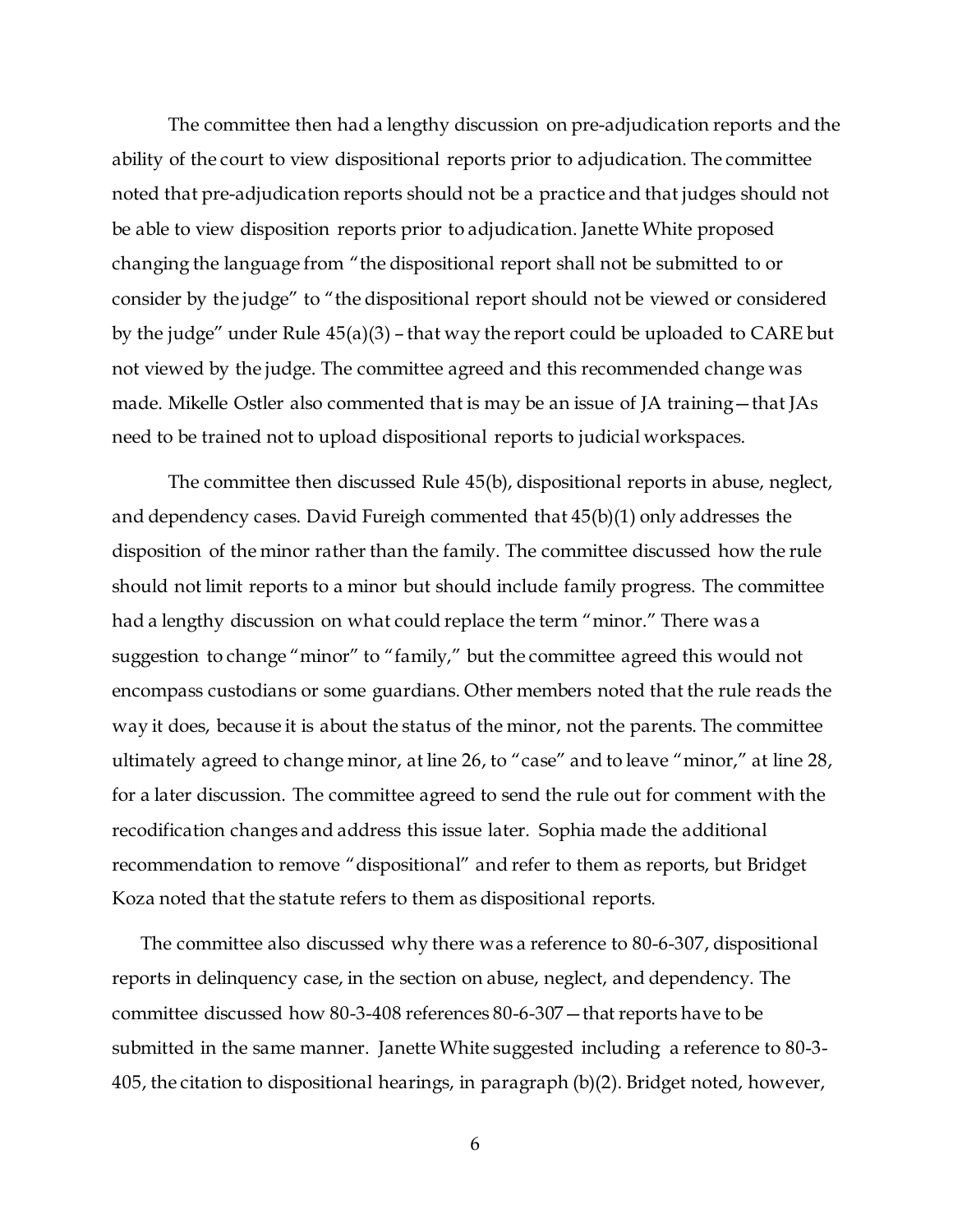The committee then had a lengthy discussion on pre-adjudication reports and the ability of the court to view dispositional reports prior to adjudication. The committee noted that pre-adjudication reports should not be a practice and that judges should not be able to view disposition reports prior to adjudication. Janette White proposed changing the language from "the dispositional report shall not be submitted to or consider by the judge" to "the dispositional report should not be viewed or considered by the judge" under Rule 45(a)(3) – that way the report could be uploaded to CARE but not viewed by the judge. The committee agreed and this recommended change was made. Mikelle Ostler also commented that is may be an issue of JA training—that JAs need to be trained not to upload dispositional reports to judicial workspaces.

The committee then discussed Rule 45(b), dispositional reports in abuse, neglect, and dependency cases. David Fureigh commented that 45(b)(1) only addresses the disposition of the minor rather than the family. The committee discussed how the rule should not limit reports to a minor but should include family progress. The committee had a lengthy discussion on what could replace the term "minor." There was a suggestion to change "minor" to "family," but the committee agreed this would not encompass custodians or some guardians. Other members noted that the rule reads the way it does, because it is about the status of the minor, not the parents. The committee ultimately agreed to change minor, at line 26, to "case" and to leave "minor," at line 28, for a later discussion. The committee agreed to send the rule out for comment with the recodification changes and address this issue later. Sophia made the additional recommendation to remove "dispositional" and refer to them as reports, but Bridget Koza noted that the statute refers to them as dispositional reports.

The committee also discussed why there was a reference to 80-6-307, dispositional reports in delinquency case, in the section on abuse, neglect, and dependency. The committee discussed how 80-3-408 references 80-6-307—that reports have to be submitted in the same manner. Janette White suggested including a reference to 80-3-405, the citation to dispositional hearings, in paragraph (b)(2). Bridget noted, however,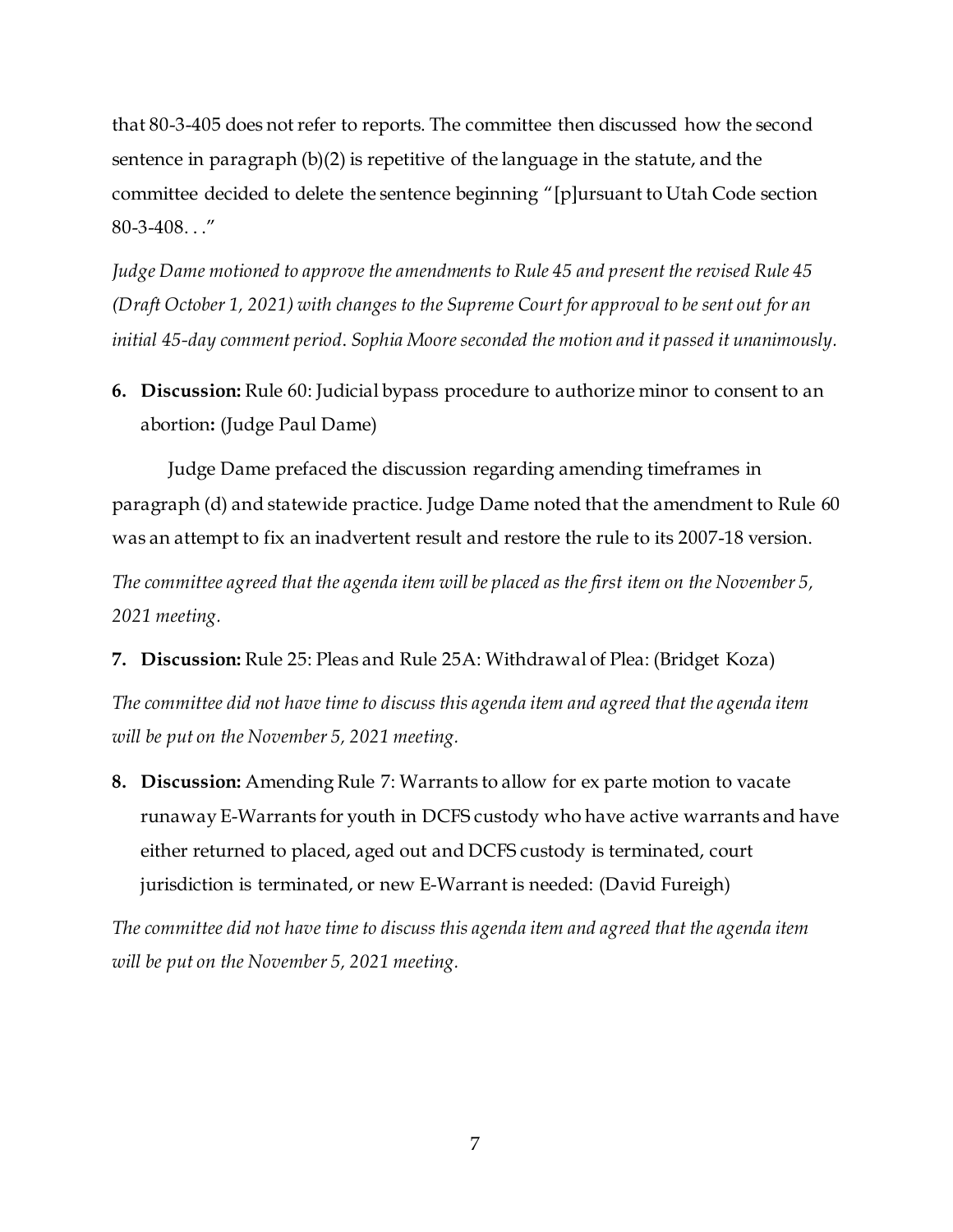that 80-3-405 does not refer to reports. The committee then discussed how the second sentence in paragraph (b)(2) is repetitive of the language in the statute, and the committee decided to delete the sentence beginning "[p]ursuant to Utah Code section 80-3-408. . ."

*Judge Dame motioned to approve the amendments to Rule 45 and present the revised Rule 45 (Draft October 1, 2021) with changes to the Supreme Court for approval to be sent out for an initial 45-day comment period. Sophia Moore seconded the motion and it passed it unanimously.*

6. **Discussion:** Rule 60: Judicial bypass procedure to authorize minor to consent to an abortion**:** (Judge Paul Dame)

Judge Dame prefaced the discussion regarding amending timeframes in paragraph (d) and statewide practice. Judge Dame noted that the amendment to Rule 60 was an attempt to fix an inadvertent result and restore the rule to its 2007-18 version.

*The committee agreed that the agenda item will be placed as the first item on the November 5, 2021 meeting.*

7. **Discussion:** Rule 25: Pleas and Rule 25A: Withdrawal of Plea: (Bridget Koza)

*The committee did not have time to discuss this agenda item and agreed that the agenda item will be put on the November 5, 2021 meeting.*

8. **Discussion:** Amending Rule 7: Warrants to allow for ex parte motion to vacate runaway E-Warrants for youth in DCFS custody who have active warrants and have either returned to placed, aged out and DCFS custody is terminated, court jurisdiction is terminated, or new E-Warrant is needed: (David Fureigh)

*The committee did not have time to discuss this agenda item and agreed that the agenda item will be put on the November 5, 2021 meeting.*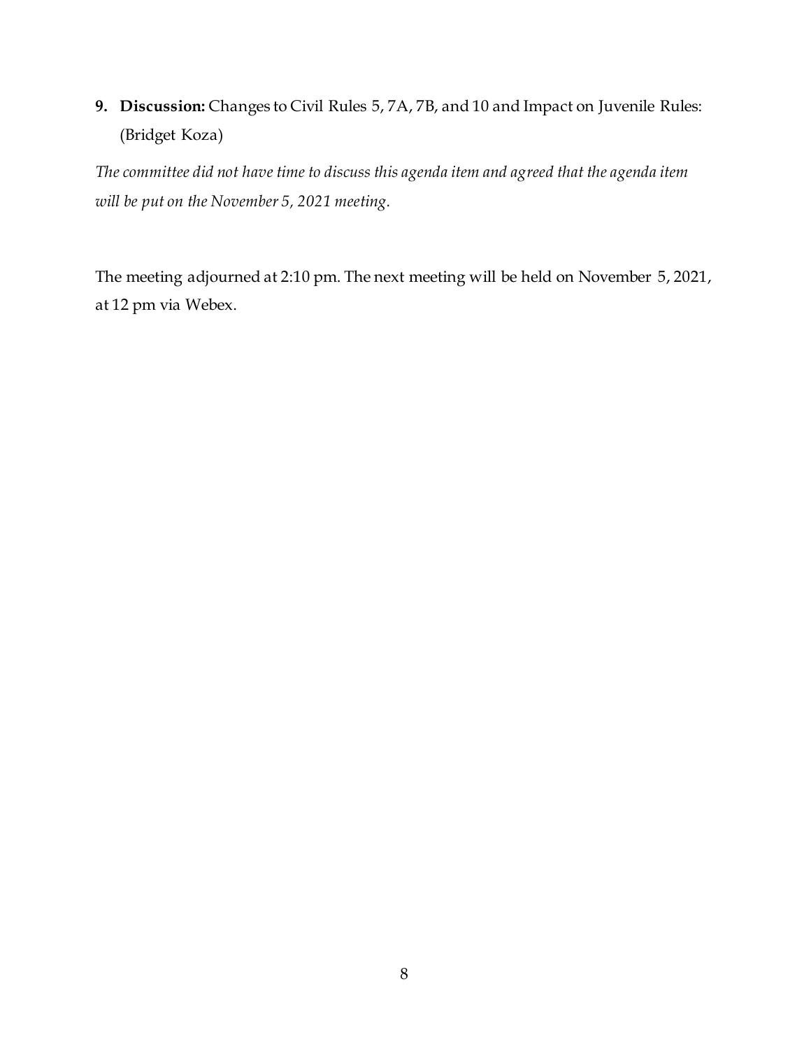9. **Discussion:** Changes to Civil Rules 5, 7A, 7B, and 10 and Impact on Juvenile Rules: (Bridget Koza)

*The committee did not have time to discuss this agenda item and agreed that the agenda item will be put on the November 5, 2021 meeting.*

The meeting adjourned at 2:10 pm. The next meeting will be held on November 5, 2021, at 12 pm via Webex.